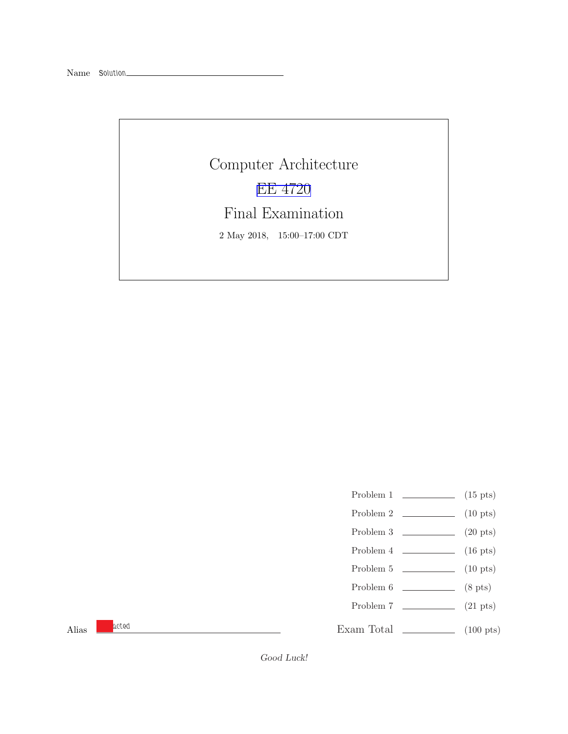Name Solution

# Computer Architecture

## EE 4720

## Final Examination

2 May 2018, 15:00–17:00 CDT

| | | |
|---|---|---|
| Problem 1 | | (15 pts) |
| Problem 2 | | (10 pts) |
| Problem 3 | | (20 pts) |
| Problem 4 | | (16 pts) |
| Problem 5 | | (10 pts) |
| Problem 6 | | (8 pts) |
| Problem 7 | | (21 pts) |
| Exam Total | | (100 pts) |

Alias acted

*Good Luck!*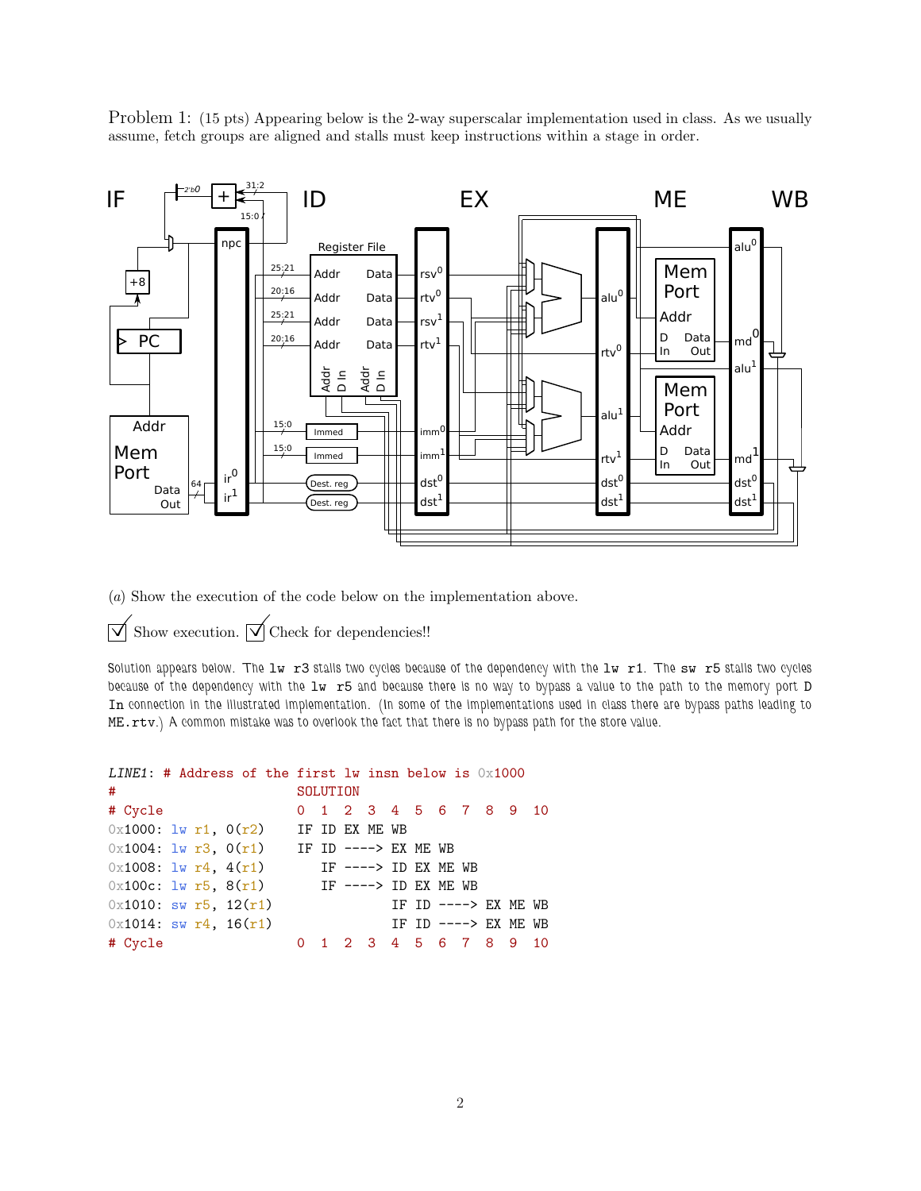Problem 1: (15 pts) Appearing below is the 2-way superscalar implementation used in class. As we usually assume, fetch groups are aligned and stalls must keep instructions within a stage in order.

(a) Show the execution of the code below on the implementation above.

☑ Show execution. ☑ Check for dependencies!!

Solution appears below. The `lw r3` stalls two cycles because of the dependency with the `lw r1`. The `sw r5` stalls two cycles because of the dependency with the `lw r5` and because there is no way to bypass a value to the path to the memory port `D In` connection in the illustrated implementation. (In some of the implementations used in class there are bypass paths leading to `ME.rtv`.) A common mistake was to overlook the fact that there is no bypass path for the store value.

```
LINE1: # Address of the first lw insn below is 0x1000
#                       SOLUTION
# Cycle                 0  1  2  3  4  5  6  7  8  9  10
0x1000: lw r1, 0(r2)    IF ID EX ME WB
0x1004: lw r3, 0(r1)    IF ID ----> EX ME WB
0x1008: lw r4, 4(r1)       IF ----> ID EX ME WB
0x100c: lw r5, 8(r1)       IF ----> ID EX ME WB
0x1010: sw r5, 12(r1)               IF ID ----> EX ME WB
0x1014: sw r4, 16(r1)               IF ID ----> EX ME WB
# Cycle                 0  1  2  3  4  5  6  7  8  9  10
```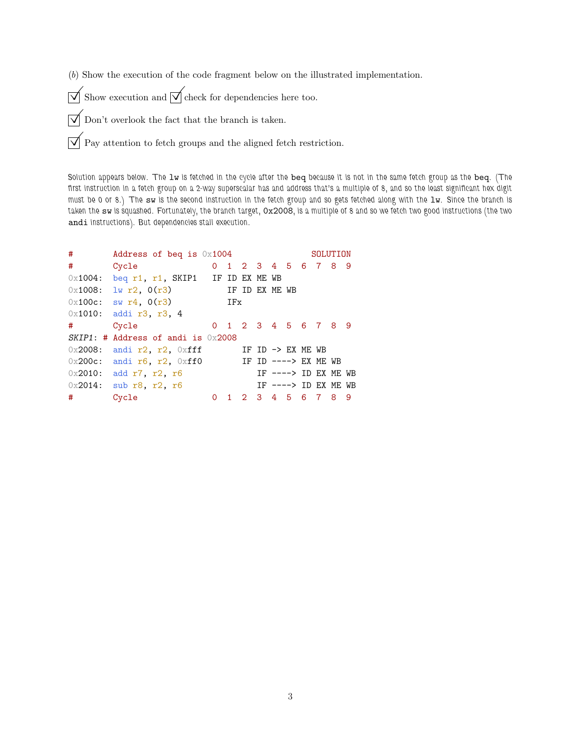(*b*) Show the execution of the code fragment below on the illustrated implementation.

☑ Show execution and ☑ check for dependencies here too.

☑ Don't overlook the fact that the branch is taken.

☑ Pay attention to fetch groups and the aligned fetch restriction.

Solution appears below. The `lw` is fetched in the cycle after the `beq` because it is not in the same fetch group as the `beq`. (The first instruction in a fetch group on a 2-way superscalar has and address that's a multiple of 8, and so the least significant hex digit must be 0 or 8.) The `sw` is the second instruction in the fetch group and so gets fetched along with the `lw`. Since the branch is taken the `sw` is squashed. Fortunately, the branch target, `0x2008`, is a multiple of 8 and so we fetch two good instructions (the two `andi` instructions). But dependencies stall execution.

```
#        Address of beq is 0x1004                SOLUTION
#        Cycle               0  1  2  3  4  5  6  7  8  9
0x1004:  beq r1, r1, SKIP1   IF ID EX ME WB
0x1008:  lw r2, 0(r3)           IF ID EX ME WB
0x100c:  sw r4, 0(r3)           IFx
0x1010:  addi r3, r3, 4
#        Cycle               0  1  2  3  4  5  6  7  8  9
SKIP1: # Address of andi is 0x2008
0x2008:  andi r2, r2, 0xfff        IF ID -> EX ME WB
0x200c:  andi r6, r2, 0xff0        IF ID ----> EX ME WB
0x2010:  add r7, r2, r6               IF ----> ID EX ME WB
0x2014:  sub r8, r2, r6               IF ----> ID EX ME WB
#        Cycle               0  1  2  3  4  5  6  7  8  9
```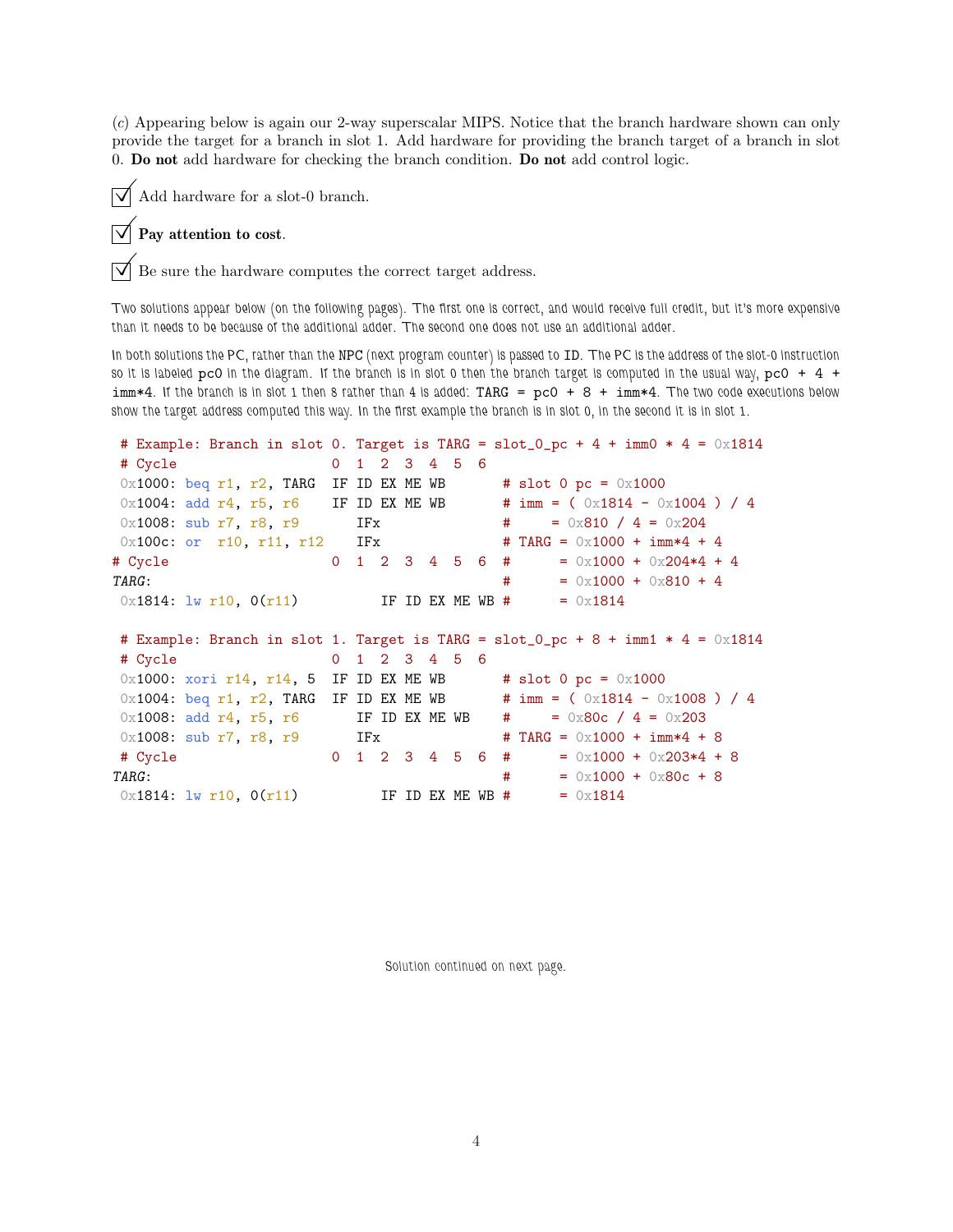(*c*) Appearing below is again our 2-way superscalar MIPS. Notice that the branch hardware shown can only provide the target for a branch in slot 1. Add hardware for providing the branch target of a branch in slot 0. **Do not** add hardware for checking the branch condition. **Do not** add control logic.

☑ Add hardware for a slot-0 branch.

☑ **Pay attention to cost**.

☑ Be sure the hardware computes the correct target address.

Two solutions appear below (on the following pages). The first one is correct, and would receive full credit, but it's more expensive than it needs to be because of the additional adder. The second one does not use an additional adder.

In both solutions the PC, rather than the NPC (next program counter) is passed to ID. The PC is the address of the slot-0 instruction so it is labeled pc0 in the diagram. If the branch is in slot 0 then the branch target is computed in the usual way, `pc0 + 4 + imm*4`. If the branch is in slot 1 then 8 rather than 4 is added: `TARG = pc0 + 8 + imm*4`. The two code executions below show the target address computed this way. In the first example the branch is in slot 0, in the second it is in slot 1.

```
 # Example: Branch in slot 0. Target is TARG = slot_0_pc + 4 + imm0 * 4 = 0x1814
 # Cycle                   0  1  2  3  4  5  6
 0x1000: beq r1, r2, TARG  IF ID EX ME WB       # slot 0 pc = 0x1000
 0x1004: add r4, r5, r6    IF ID EX ME WB       # imm = ( 0x1814 - 0x1004 ) / 4
 0x1008: sub r7, r8, r9       IFx               #     = 0x810 / 4 = 0x204
 0x100c: or  r10, r11, r12    IFx               # TARG = 0x1000 + imm*4 + 4
# Cycle                    0  1  2  3  4  5  6  #      = 0x1000 + 0x204*4 + 4
TARG:                                           #      = 0x1000 + 0x810 + 4
 0x1814: lw r10, 0(r11)          IF ID EX ME WB #      = 0x1814

 # Example: Branch in slot 1. Target is TARG = slot_0_pc + 8 + imm1 * 4 = 0x1814
 # Cycle                   0  1  2  3  4  5  6
 0x1000: xori r14, r14, 5  IF ID EX ME WB       # slot 0 pc = 0x1000
 0x1004: beq r1, r2, TARG  IF ID EX ME WB       # imm = ( 0x1814 - 0x1008 ) / 4
 0x1008: add r4, r5, r6       IF ID EX ME WB    #     = 0x80c / 4 = 0x203
 0x1008: sub r7, r8, r9       IFx               # TARG = 0x1000 + imm*4 + 8
 # Cycle                   0  1  2  3  4  5  6  #      = 0x1000 + 0x203*4 + 8
TARG:                                           #      = 0x1000 + 0x80c + 8
 0x1814: lw r10, 0(r11)          IF ID EX ME WB #      = 0x1814
```

Solution continued on next page.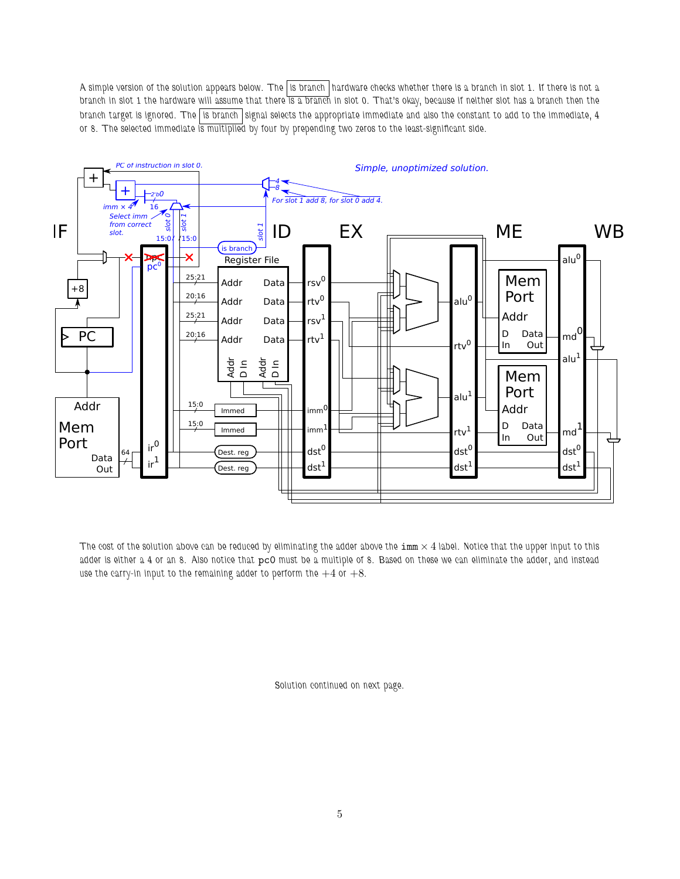A simple version of the solution appears below. The `is branch` hardware checks whether there is a branch in slot 1. If there is not a branch in slot 1 the hardware will assume that there is a branch in slot 0. That's okay, because if neither slot has a branch then the branch target is ignored. The `is branch` signal selects the appropriate immediate and also the constant to add to the immediate, 4 or 8. The selected immediate is multiplied by four by prepending two zeros to the least-significant side.

The cost of the solution above can be reduced by eliminating the adder above the $\texttt{imm} \times 4$ label. Notice that the upper input to this adder is either a 4 or an 8. Also notice that pc0 must be a multiple of 8. Based on these we can eliminate the adder, and instead use the carry-in input to the remaining adder to perform the $+4$ or $+8$.

Solution continued on next page.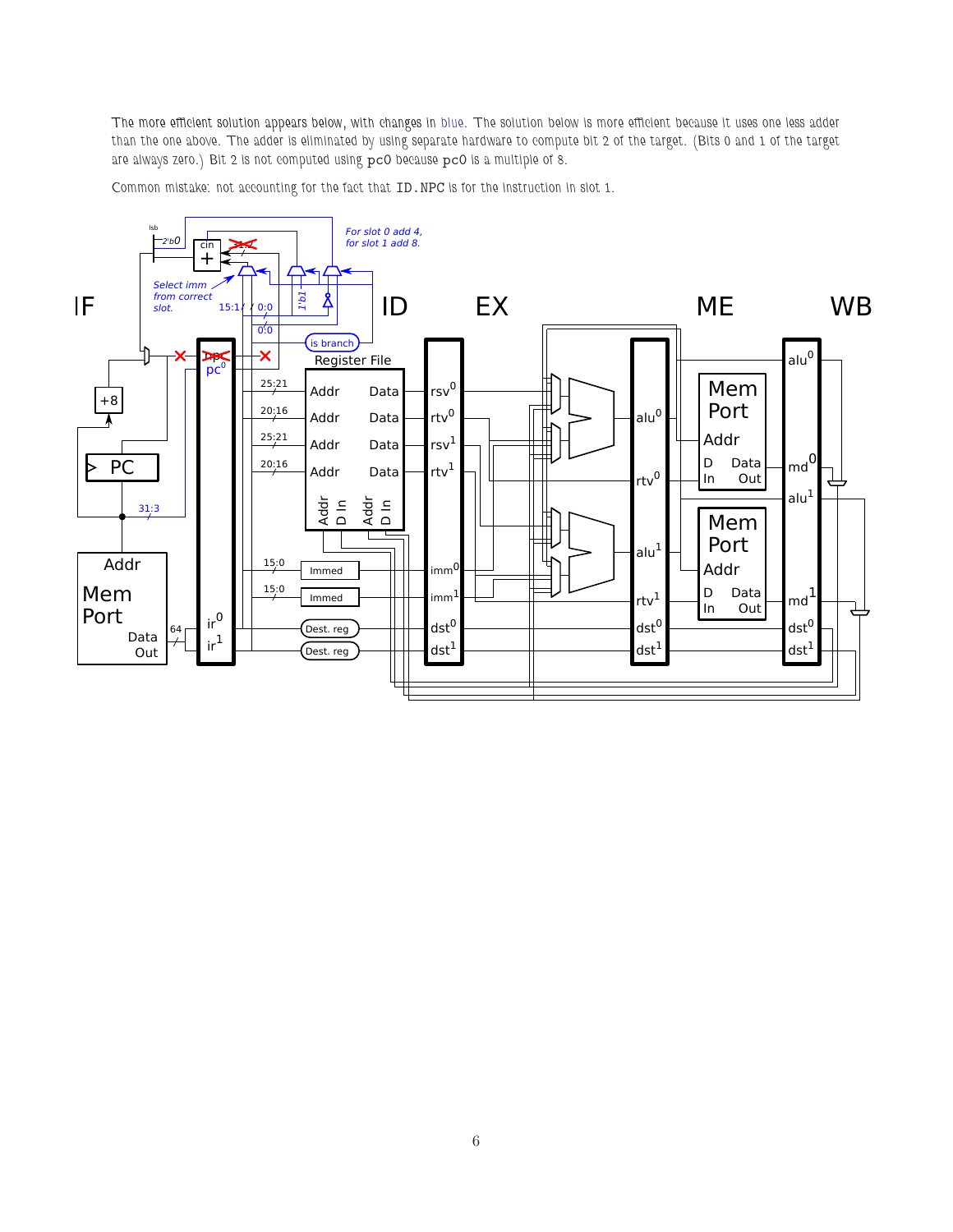The more efficient solution appears below, with changes in blue. The solution below is more efficient because it uses one less adder than the one above. The adder is eliminated by using separate hardware to compute bit 2 of the target. (Bits 0 and 1 of the target are always zero.) Bit 2 is not computed using pc0 because pc0 is a multiple of 8.

Common mistake: not accounting for the fact that ID.NPC is for the instruction in slot 1.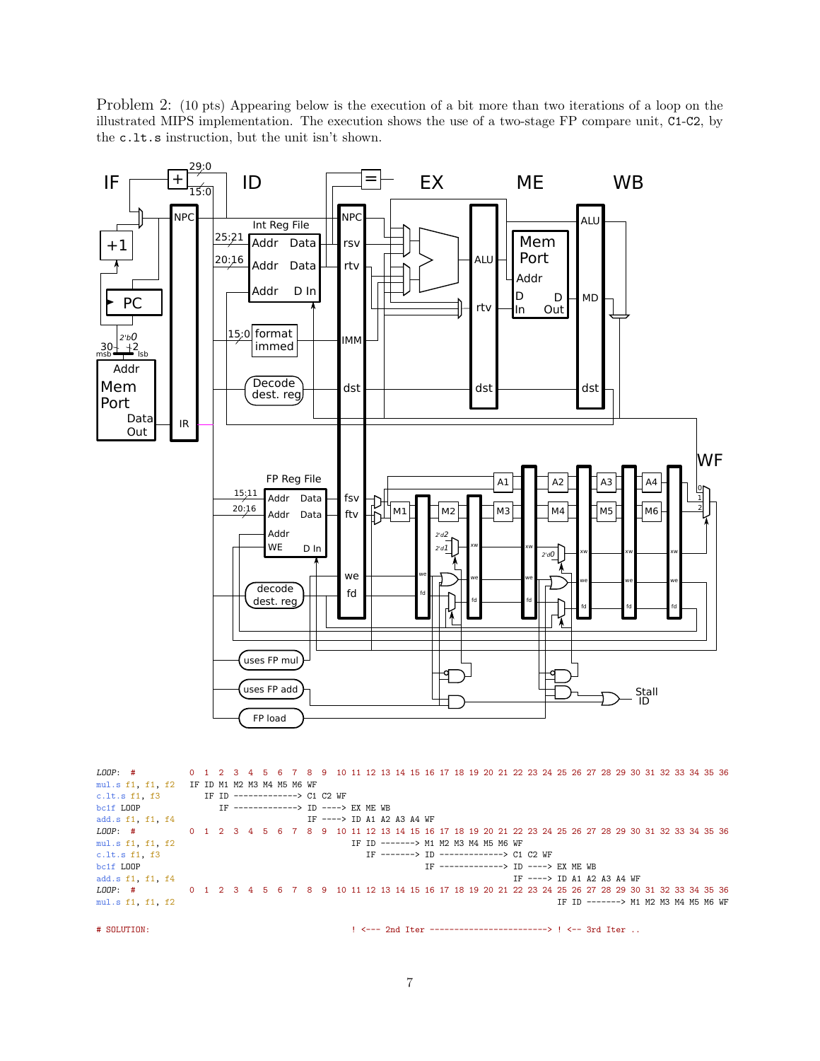Problem 2: (10 pts) Appearing below is the execution of a bit more than two iterations of a loop on the illustrated MIPS implementation. The execution shows the use of a two-stage FP compare unit, C1-C2, by the c.lt.s instruction, but the unit isn't shown.

```
LOOP:  #          0  1  2  3  4  5  6  7  8  9  10 11 12 13 14 15 16 17 18 19 20 21 22 23 24 25 26 27 28 29 30 31 32 33 34 35 36
mul.s f1, f1, f2  IF ID M1 M2 M3 M4 M5 M6 WF
c.lt.s f1, f3        IF ID -------------> C1 C2 WF
bc1f LOOP               IF -------------> ID ----> EX ME WB
add.s f1, f1, f4                          IF ----> ID A1 A2 A3 A4 WF
LOOP:  #          0  1  2  3  4  5  6  7  8  9  10 11 12 13 14 15 16 17 18 19 20 21 22 23 24 25 26 27 28 29 30 31 32 33 34 35 36
mul.s f1, f1, f2                                   IF ID -------> M1 M2 M3 M4 M5 M6 WF
c.lt.s f1, f3                                         IF -------> ID -------------> C1 C2 WF
bc1f LOOP                                                         IF -------------> ID ----> EX ME WB
add.s f1, f1, f4                                                                    IF ----> ID A1 A2 A3 A4 WF
LOOP:  #          0  1  2  3  4  5  6  7  8  9  10 11 12 13 14 15 16 17 18 19 20 21 22 23 24 25 26 27 28 29 30 31 32 33 34 35 36
mul.s f1, f1, f2                                                                                IF ID -------> M1 M2 M3 M4 M5 M6 WF

# SOLUTION:                                        ! <--- 2nd Iter -----------------------> ! <-- 3rd Iter ..
```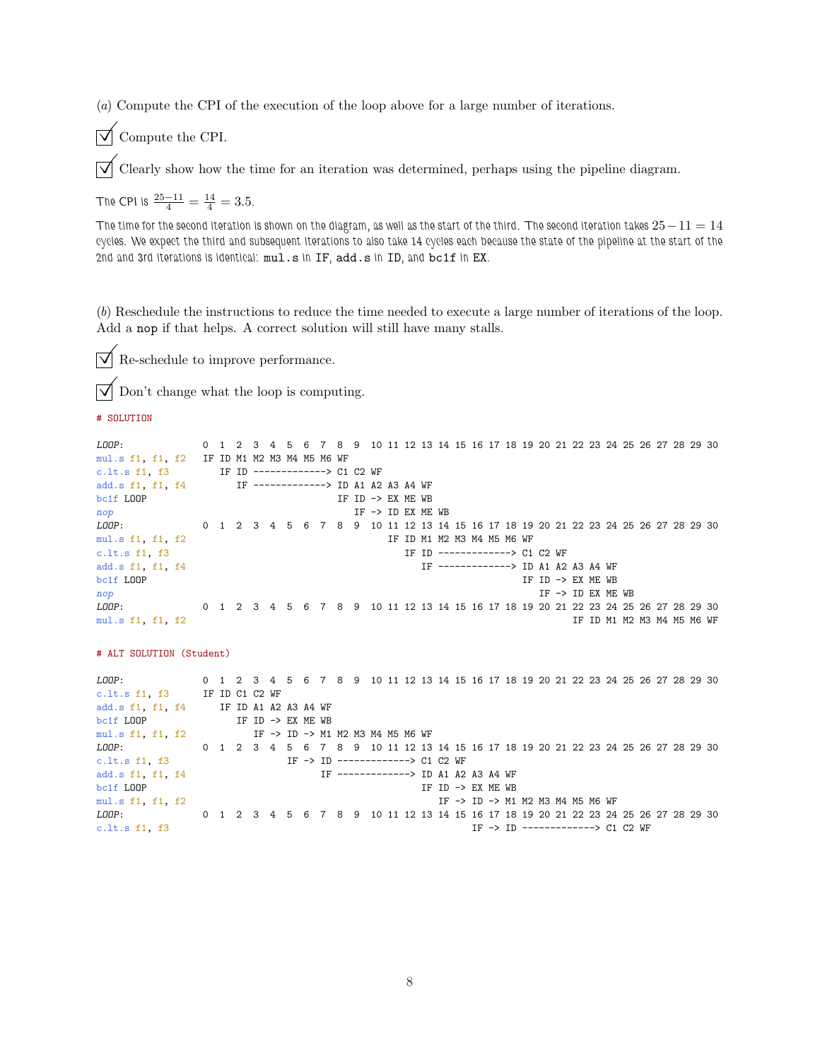(*a*) Compute the CPI of the execution of the loop above for a large number of iterations.

☑ Compute the CPI.

☑ Clearly show how the time for an iteration was determined, perhaps using the pipeline diagram.

The CPI is $\frac{25-11}{4} = \frac{14}{4} = 3.5$.

The time for the second iteration is shown on the diagram, as well as the start of the third. The second iteration takes $25 - 11 = 14$ cycles. We expect the third and subsequent iterations to also take 14 cycles each because the state of the pipeline at the start of the 2nd and 3rd iterations is identical: `mul.s` in `IF`, `add.s` in `ID`, and `bc1f` in `EX`.

(*b*) Reschedule the instructions to reduce the time needed to execute a large number of iterations of the loop. Add a `nop` if that helps. A correct solution will still have many stalls.

☑ Re-schedule to improve performance.

☑ Don't change what the loop is computing.

```
# SOLUTION

LOOP:              0  1  2  3  4  5  6  7  8  9  10 11 12 13 14 15 16 17 18 19 20 21 22 23 24 25 26 27 28 29 30
mul.s f1, f1, f2   IF ID M1 M2 M3 M4 M5 M6 WF
c.lt.s f1, f3         IF ID -------------> C1 C2 WF
add.s f1, f1, f4         IF -------------> ID A1 A2 A3 A4 WF
bc1f LOOP                                  IF ID -> EX ME WB
nop                                           IF -> ID EX ME WB
LOOP:              0  1  2  3  4  5  6  7  8  9  10 11 12 13 14 15 16 17 18 19 20 21 22 23 24 25 26 27 28 29 30
mul.s f1, f1, f2                                    IF ID M1 M2 M3 M4 M5 M6 WF
c.lt.s f1, f3                                          IF ID -------------> C1 C2 WF
add.s f1, f1, f4                                          IF -------------> ID A1 A2 A3 A4 WF
bc1f LOOP                                                                   IF ID -> EX ME WB
nop                                                                            IF -> ID EX ME WB
LOOP:              0  1  2  3  4  5  6  7  8  9  10 11 12 13 14 15 16 17 18 19 20 21 22 23 24 25 26 27 28 29 30
mul.s f1, f1, f2                                                                     IF ID M1 M2 M3 M4 M5 M6 WF

# ALT SOLUTION (Student)

LOOP:              0  1  2  3  4  5  6  7  8  9  10 11 12 13 14 15 16 17 18 19 20 21 22 23 24 25 26 27 28 29 30
c.lt.s f1, f3      IF ID C1 C2 WF
add.s f1, f1, f4      IF ID A1 A2 A3 A4 WF
bc1f LOOP                IF ID -> EX ME WB
mul.s f1, f1, f2            IF -> ID -> M1 M2 M3 M4 M5 M6 WF
LOOP:              0  1  2  3  4  5  6  7  8  9  10 11 12 13 14 15 16 17 18 19 20 21 22 23 24 25 26 27 28 29 30
c.lt.s f1, f3                     IF -> ID -------------> C1 C2 WF
add.s f1, f1, f4                        IF -------------> ID A1 A2 A3 A4 WF
bc1f LOOP                                                 IF ID -> EX ME WB
mul.s f1, f1, f2                                             IF -> ID -> M1 M2 M3 M4 M5 M6 WF
LOOP:              0  1  2  3  4  5  6  7  8  9  10 11 12 13 14 15 16 17 18 19 20 21 22 23 24 25 26 27 28 29 30
c.lt.s f1, f3                                                      IF -> ID -------------> C1 C2 WF
```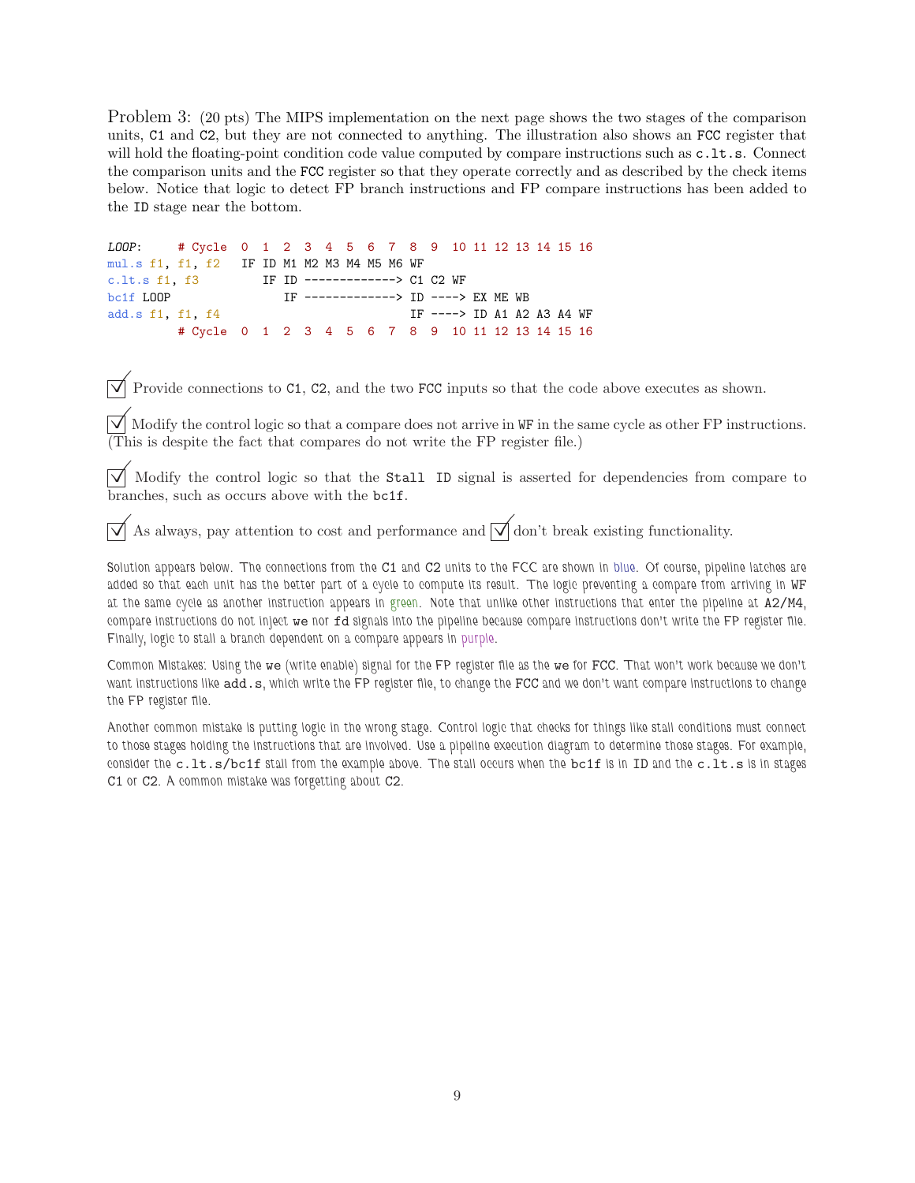Problem 3: (20 pts) The MIPS implementation on the next page shows the two stages of the comparison units, C1 and C2, but they are not connected to anything. The illustration also shows an FCC register that will hold the floating-point condition code value computed by compare instructions such as c.lt.s. Connect the comparison units and the FCC register so that they operate correctly and as described by the check items below. Notice that logic to detect FP branch instructions and FP compare instructions has been added to the ID stage near the bottom.

```
LOOP:     # Cycle  0  1  2  3  4  5  6  7  8  9  10 11 12 13 14 15 16
mul.s f1, f1, f2   IF ID M1 M2 M3 M4 M5 M6 WF
c.lt.s f1, f3         IF ID -------------> C1 C2 WF
bc1f LOOP                IF -------------> ID ----> EX ME WB
add.s f1, f1, f4                           IF ----> ID A1 A2 A3 A4 WF
          # Cycle  0  1  2  3  4  5  6  7  8  9  10 11 12 13 14 15 16
```

☑ Provide connections to C1, C2, and the two FCC inputs so that the code above executes as shown.

☑ Modify the control logic so that a compare does not arrive in WF in the same cycle as other FP instructions. (This is despite the fact that compares do not write the FP register file.)

☑ Modify the control logic so that the Stall ID signal is asserted for dependencies from compare to branches, such as occurs above with the bc1f.

☑ As always, pay attention to cost and performance and ☑ don't break existing functionality.

Solution appears below. The connections from the C1 and C2 units to the FCC are shown in blue. Of course, pipeline latches are added so that each unit has the better part of a cycle to compute its result. The logic preventing a compare from arriving in WF at the same cycle as another instruction appears in green. Note that unlike other instructions that enter the pipeline at A2/M4, compare instructions do not inject we nor fd signals into the pipeline because compare instructions don't write the FP register file. Finally, logic to stall a branch dependent on a compare appears in purple.

Common Mistakes: Using the we (write enable) signal for the FP register file as the we for FCC. That won't work because we don't want instructions like add.s, which write the FP register file, to change the FCC and we don't want compare instructions to change the FP register file.

Another common mistake is putting logic in the wrong stage. Control logic that checks for things like stall conditions must connect to those stages holding the instructions that are involved. Use a pipeline execution diagram to determine those stages. For example, consider the c.lt.s/bc1f stall from the example above. The stall occurs when the bc1f is in ID and the c.lt.s is in stages C1 or C2. A common mistake was forgetting about C2.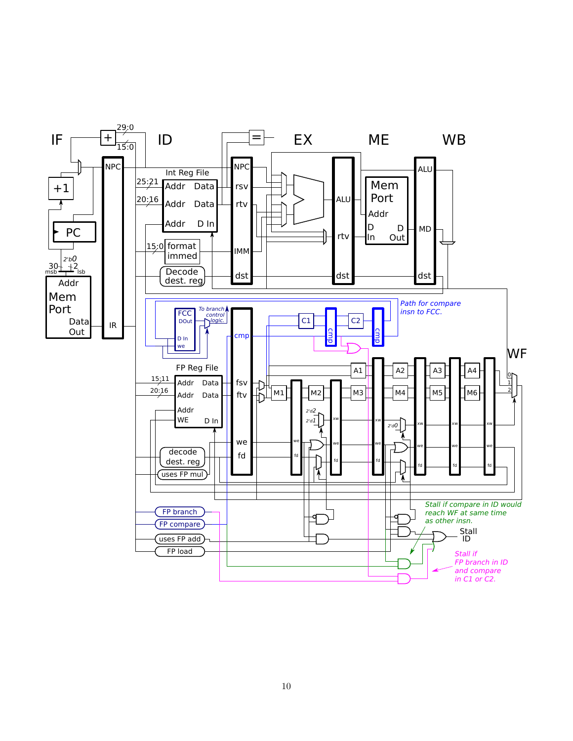Path for compare insn to FCC.

Stall if compare in ID would reach WF at same time as other insn.

Stall if FP branch in ID and compare in C1 or C2.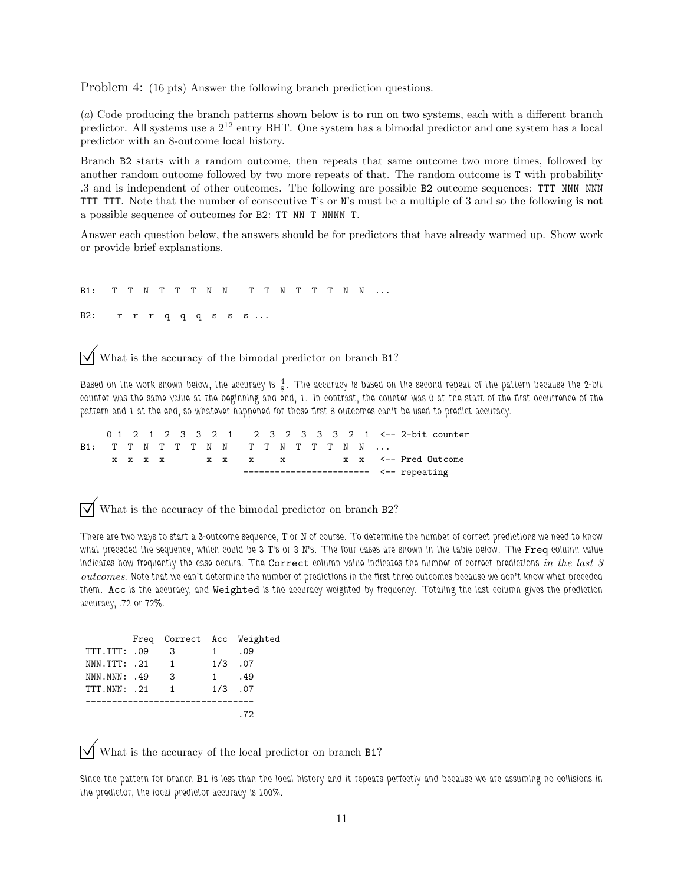Problem 4: (16 pts) Answer the following branch prediction questions.

(*a*) Code producing the branch patterns shown below is to run on two systems, each with a different branch predictor. All systems use a $2^{12}$ entry BHT. One system has a bimodal predictor and one system has a local predictor with an 8-outcome local history.

Branch B2 starts with a random outcome, then repeats that same outcome two more times, followed by another random outcome followed by two more repeats of that. The random outcome is T with probability .3 and is independent of other outcomes. The following are possible B2 outcome sequences: TTT NNN NNN TTT TTT. Note that the number of consecutive T's or N's must be a multiple of 3 and so the following **is not** a possible sequence of outcomes for B2: TT NN T NNNN T.

Answer each question below, the answers should be for predictors that have already warmed up. Show work or provide brief explanations.

```
B1:  T  T  N  T  T  T  N  N   T  T  N  T  T  T  N  N  ...

B2:   r  r  r  q  q  q  s  s  s ...
```

☑ What is the accuracy of the bimodal predictor on branch B1?

Based on the work shown below, the accuracy is $\frac{4}{8}$. The accuracy is based on the second repeat of the pattern because the 2-bit counter was the same value at the beginning and end, 1. In contrast, the counter was 0 at the start of the first occurrence of the pattern and 1 at the end, so whatever happened for those first 8 outcomes can't be used to predict accuracy.

```
     0 1  2  1  2  3  3  2  1    2  3  2  3  3  3  2  1  <-- 2-bit counter
B1:  T  T  N  T  T  T  N  N   T  T  N  T  T  T  N  N  ...
      x  x  x  x        x  x    x     x           x  x  <-- Pred Outcome
                                -----------------------  <-- repeating
```

☑ What is the accuracy of the bimodal predictor on branch B2?

There are two ways to start a 3-outcome sequence, T or N of course. To determine the number of correct predictions we need to know what preceded the sequence, which could be 3 T's or 3 N's. The four cases are shown in the table below. The Freq column value indicates how frequently the case occurs. The Correct column value indicates the number of correct predictions *in the last 3 outcomes*. Note that we can't determine the number of predictions in the first three outcomes because we don't know what preceded them. Acc is the accuracy, and Weighted is the accuracy weighted by frequency. Totaling the last column gives the prediction accuracy, .72 or 72%.

```
          Freq  Correct  Acc  Weighted
 TTT.TTT: .09    3        1    .09
 NNN.TTT: .21    1        1/3  .07
 NNN.NNN: .49    3        1    .49
 TTT.NNN: .21    1        1/3  .07
 --------------------------------
                               .72
```

☑ What is the accuracy of the local predictor on branch B1?

Since the pattern for branch B1 is less than the local history and it repeats perfectly and because we are assuming no collisions in the predictor, the local predictor accuracy is 100%.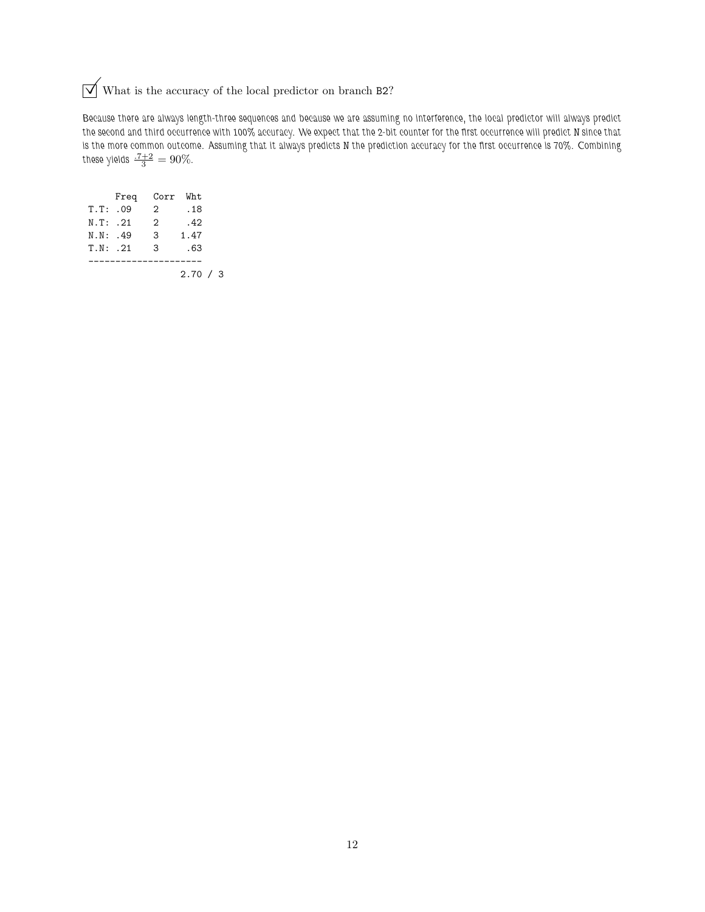☑ What is the accuracy of the local predictor on branch B2?

*Because there are always length-three sequences and because we are assuming no interference, the local predictor will always predict the second and third occurrence with 100% accuracy. We expect that the 2-bit counter for the first occurrence will predict N since that is the more common outcome. Assuming that it always predicts N the prediction accuracy for the first occurrence is 70%. Combining these yields $\frac{.7+2}{3} = 90\%$.*

```
      Freq   Corr  Wht
 T.T: .09    2      .18
 N.T: .21    2      .42
 N.N: .49    3     1.47
 T.N: .21    3      .63
 ---------------------
                   2.70 / 3
```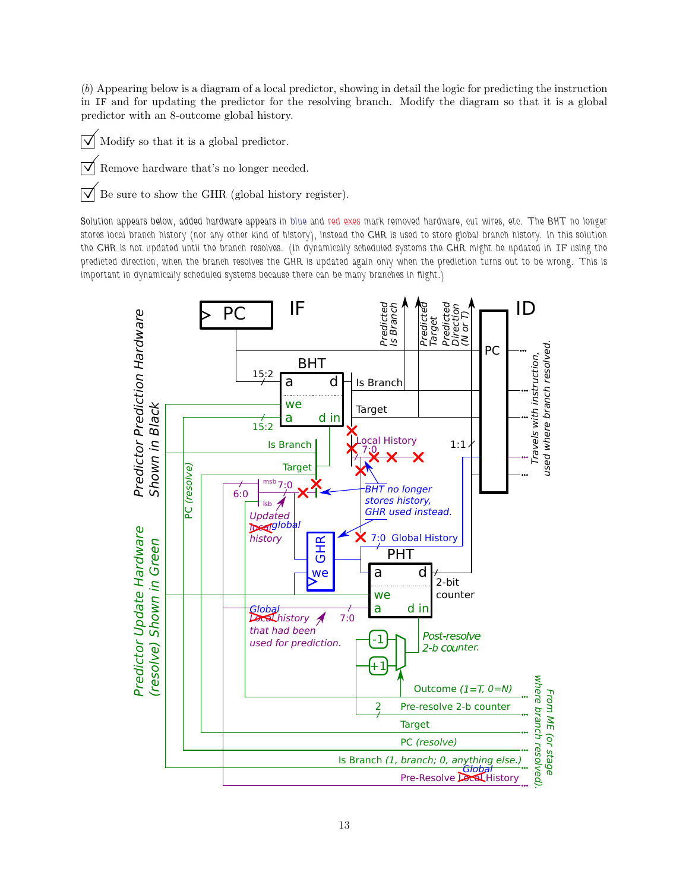(*b*) Appearing below is a diagram of a local predictor, showing in detail the logic for predicting the instruction in IF and for updating the predictor for the resolving branch. Modify the diagram so that it is a global predictor with an 8-outcome global history.

☑ Modify so that it is a global predictor.

☑ Remove hardware that's no longer needed.

☑ Be sure to show the GHR (global history register).

Solution appears below, added hardware appears in blue and red exes mark removed hardware, cut wires, etc. The BHT no longer stores local branch history (nor any other kind of history), instead the GHR is used to store global branch history. In this solution the GHR is not updated until the branch resolves. (In dynamically scheduled systems the GHR might be updated in IF using the predicted direction, when the branch resolves the GHR is updated again only when the prediction turns out to be wrong. This is important in dynamically scheduled systems because there can be many branches in flight.)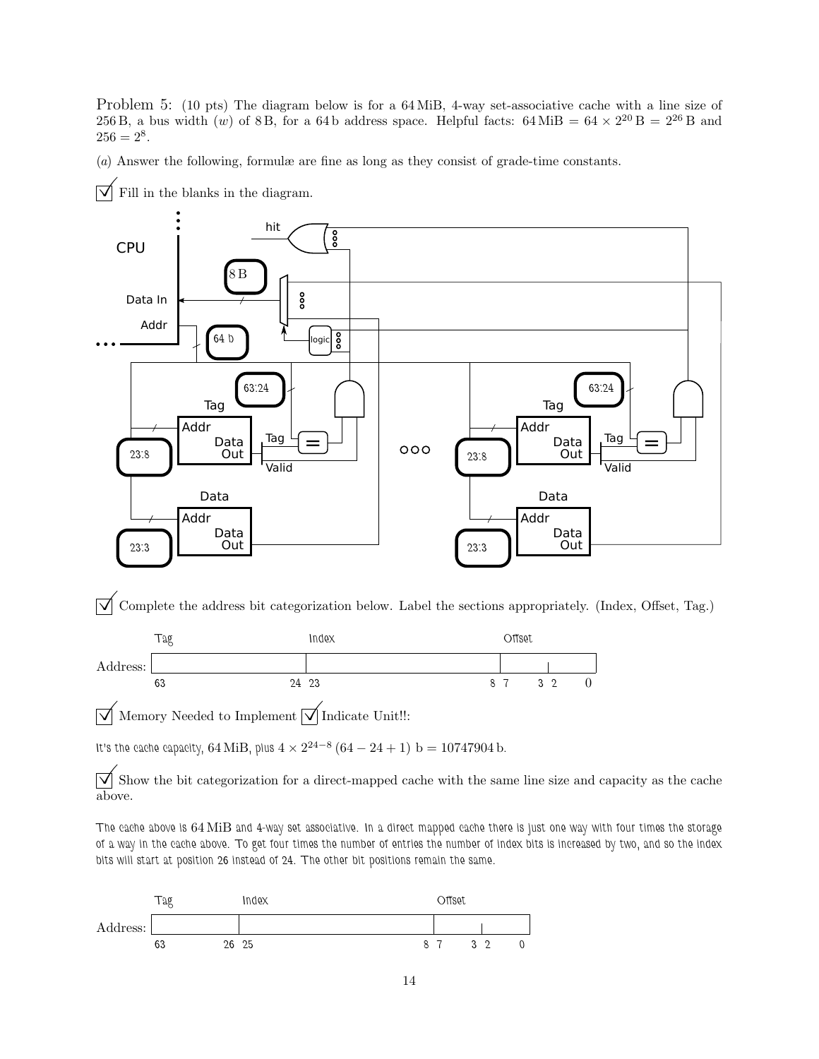Problem 5: (10 pts) The diagram below is for a 64 MiB, 4-way set-associative cache with a line size of 256 B, a bus width ($w$) of 8 B, for a 64 b address space. Helpful facts: $64\,\text{MiB} = 64 \times 2^{20}\,\text{B} = 2^{26}\,\text{B}$ and $256 = 2^8$.

($a$) Answer the following, formulæ are fine as long as they consist of grade-time constants.

☑ Fill in the blanks in the diagram.

hit

CPU

8 B

Data In

Addr

64 b

logic

63:24

Tag

Addr

Data Out

Tag

Valid

23:8

Data

Addr

Data Out

23:3

63:24

Tag

Addr

Data Out

Tag

Valid

23:8

Data

Addr

Data Out

23:3

☑ Complete the address bit categorization below. Label the sections appropriately. (Index, Offset, Tag.)

| | Tag | Index | Offset | |
|---|---|---|---|---|
| Address: | 63 – 24 | 23 – 8 | 7 – 3 | 2 – 0 |

☑ Memory Needed to Implement ☑ Indicate Unit!!:

It's the cache capacity, $64\,\text{MiB}$, plus $4 \times 2^{24-8}\,(64 - 24 + 1)\,\text{b} = 10747904\,\text{b}$.

☑ Show the bit categorization for a direct-mapped cache with the same line size and capacity as the cache above.

The cache above is $64\,\text{MiB}$ and 4-way set associative. In a direct mapped cache there is just one way with four times the storage of a way in the cache above. To get four times the number of entries the number of index bits is increased by two, and so the index bits will start at position 26 instead of 24. The other bit positions remain the same.

| | Tag | Index | Offset | |
|---|---|---|---|---|
| Address: | 63 – 26 | 25 – 8 | 7 – 3 | 2 – 0 |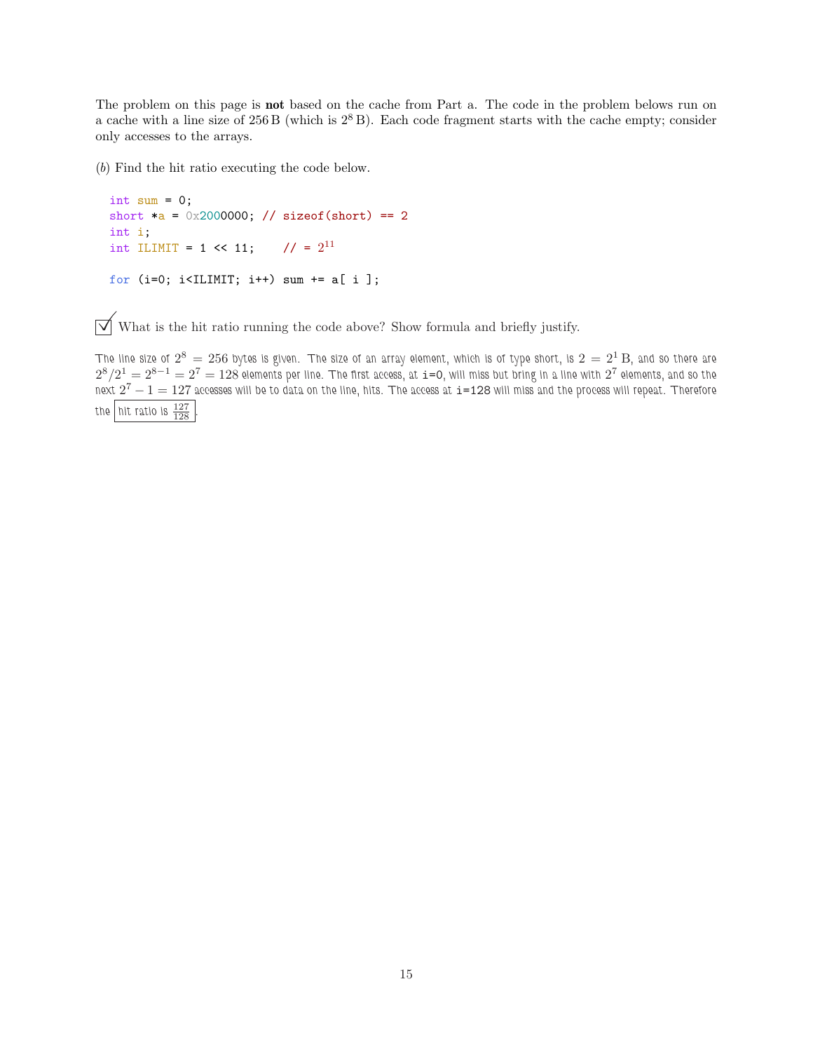The problem on this page is **not** based on the cache from Part a. The code in the problem belows run on a cache with a line size of 256 B (which is $2^8$ B). Each code fragment starts with the cache empty; consider only accesses to the arrays.

(*b*) Find the hit ratio executing the code below.

```
int sum = 0;
short *a = 0x2000000; // sizeof(short) == 2
int i;
int ILIMIT = 1 << 11;    // = 2^11

for (i=0; i<ILIMIT; i++) sum += a[ i ];
```

☑ What is the hit ratio running the code above? Show formula and briefly justify.

The line size of $2^8 = 256$ bytes is given. The size of an array element, which is of type short, is $2 = 2^1$ B, and so there are $2^8/2^1 = 2^{8-1} = 2^7 = 128$ elements per line. The first access, at `i=0`, will miss but bring in a line with $2^7$ elements, and so the next $2^7 - 1 = 127$ accesses will be to data on the line, hits. The access at `i=128` will miss and the process will repeat. Therefore the **hit ratio is $\frac{127}{128}$**.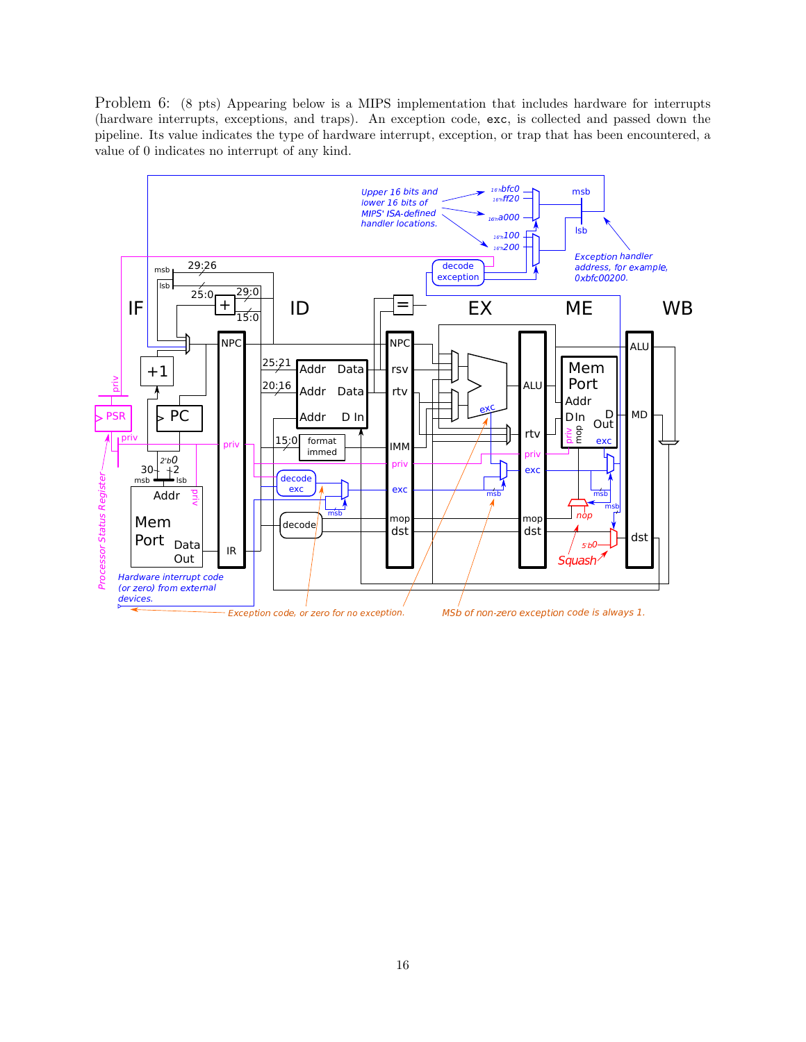Problem 6: (8 pts) Appearing below is a MIPS implementation that includes hardware for interrupts (hardware interrupts, exceptions, and traps). An exception code, `exc`, is collected and passed down the pipeline. Its value indicates the type of hardware interrupt, exception, or trap that has been encountered, a value of 0 indicates no interrupt of any kind.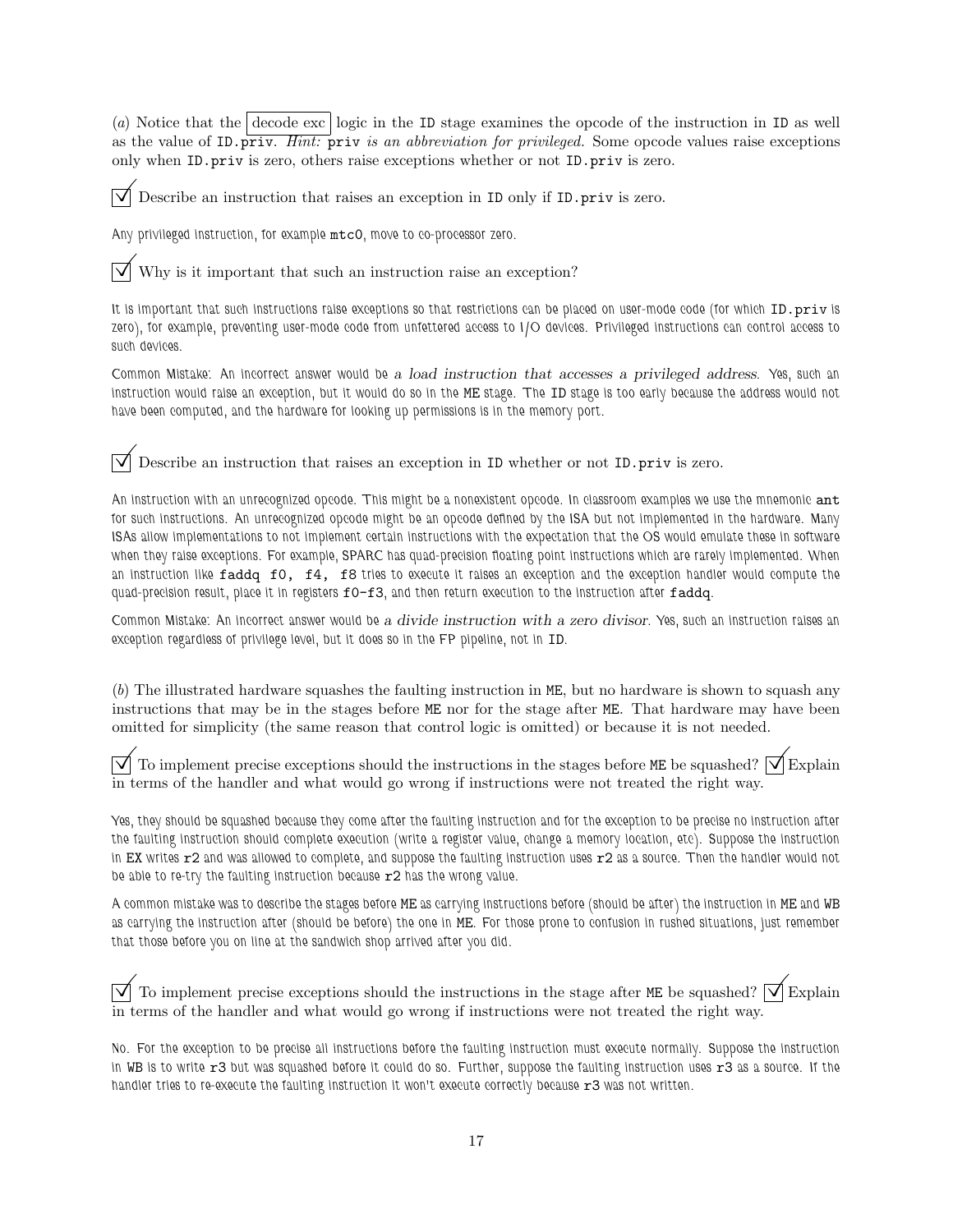(*a*) Notice that the decode exc logic in the ID stage examines the opcode of the instruction in ID as well as the value of ID.priv. *Hint:* priv *is an abbreviation for privileged.* Some opcode values raise exceptions only when ID.priv is zero, others raise exceptions whether or not ID.priv is zero.

☑ Describe an instruction that raises an exception in ID only if ID.priv is zero.

Any privileged instruction, for example `mtc0`, move to co-processor zero.

☑ Why is it important that such an instruction raise an exception?

It is important that such instructions raise exceptions so that restrictions can be placed on user-mode code (for which ID.priv is zero), for example, preventing user-mode code from unfettered access to I/O devices. Privileged instructions can control access to such devices.

Common Mistake: An incorrect answer would be *a load instruction that accesses a privileged address*. Yes, such an instruction would raise an exception, but it would do so in the ME stage. The ID stage is too early because the address would not have been computed, and the hardware for looking up permissions is in the memory port.

☑ Describe an instruction that raises an exception in ID whether or not ID.priv is zero.

An instruction with an unrecognized opcode. This might be a nonexistent opcode. In classroom examples we use the mnemonic `ant` for such instructions. An unrecognized opcode might be an opcode defined by the ISA but not implemented in the hardware. Many ISAs allow implementations to not implement certain instructions with the expectation that the OS would emulate these in software when they raise exceptions. For example, SPARC has quad-precision floating point instructions which are rarely implemented. When an instruction like `faddq f0, f4, f8` tries to execute it raises an exception and the exception handler would compute the quad-precision result, place it in registers `f0-f3`, and then return execution to the instruction after `faddq`.

Common Mistake: An incorrect answer would be *a divide instruction with a zero divisor*. Yes, such an instruction raises an exception regardless of privilege level, but it does so in the FP pipeline, not in ID.

(*b*) The illustrated hardware squashes the faulting instruction in ME, but no hardware is shown to squash any instructions that may be in the stages before ME nor for the stage after ME. That hardware may have been omitted for simplicity (the same reason that control logic is omitted) or because it is not needed.

☑ To implement precise exceptions should the instructions in the stages before ME be squashed? ☑ Explain in terms of the handler and what would go wrong if instructions were not treated the right way.

Yes, they should be squashed because they come after the faulting instruction and for the exception to be precise no instruction after the faulting instruction should complete execution (write a register value, change a memory location, etc). Suppose the instruction in EX writes `r2` and was allowed to complete, and suppose the faulting instruction uses `r2` as a source. Then the handler would not be able to re-try the faulting instruction because `r2` has the wrong value.

A common mistake was to describe the stages before ME as carrying instructions before (should be after) the instruction in ME and WB as carrying the instruction after (should be before) the one in ME. For those prone to confusion in rushed situations, just remember that those before you on line at the sandwich shop arrived after you did.

☑ To implement precise exceptions should the instructions in the stage after ME be squashed? ☑ Explain in terms of the handler and what would go wrong if instructions were not treated the right way.

No. For the exception to be precise all instructions before the faulting instruction must execute normally. Suppose the instruction in WB is to write `r3` but was squashed before it could do so. Further, suppose the faulting instruction uses `r3` as a source. If the handler tries to re-execute the faulting instruction it won't execute correctly because `r3` was not written.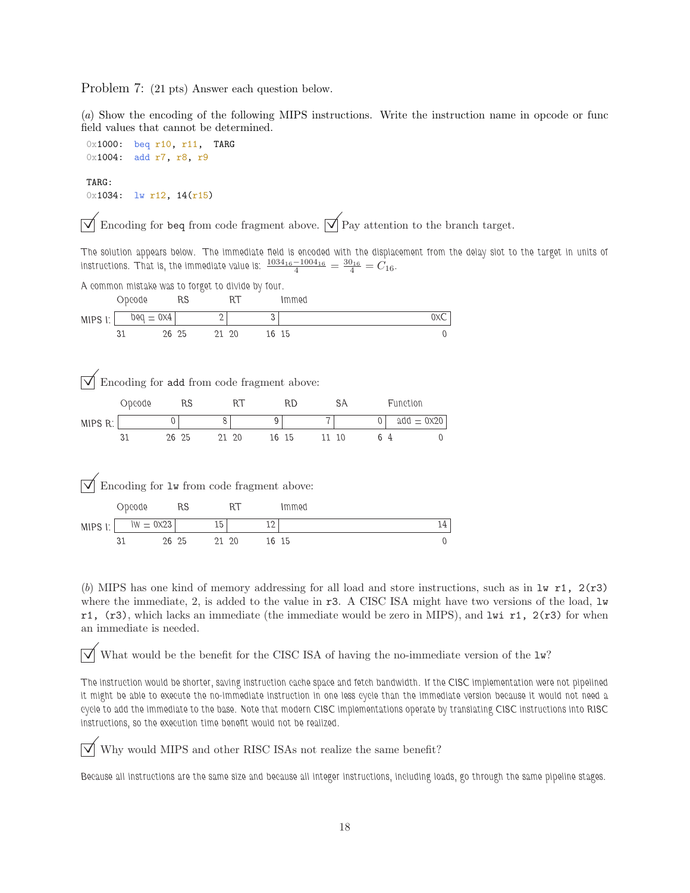Problem 7: (21 pts) Answer each question below.

(*a*) Show the encoding of the following MIPS instructions. Write the instruction name in opcode or func field values that cannot be determined.

```
0x1000:  beq r10, r11,  TARG
0x1004:  add r7, r8, r9

TARG:
0x1034:  lw r12, 14(r15)
```

☑ Encoding for `beq` from code fragment above. ☑ Pay attention to the branch target.

The solution appears below. The immediate field is encoded with the displacement from the delay slot to the target in units of instructions. That is, the immediate value is: $\frac{1034_{16}-1004_{16}}{4} = \frac{30_{16}}{4} = C_{16}$.

A common mistake was to forget to divide by four.

| | Opcode | RS | RT | Immed |
|---|---|---|---|---|
| MIPS I: | beq = 0x4 | 2 | 3 | 0xC |
| | 31 — 26 | 25 — 21 | 20 — 16 | 15 — 0 |

☑ Encoding for `add` from code fragment above:

| | Opcode | RS | RT | RD | SA | Function |
|---|---|---|---|---|---|---|
| MIPS R: | 0 | 8 | 9 | 7 | 0 | add = 0x20 |
| | 31 — 26 | 25 — 21 | 20 — 16 | 15 — 11 | 10 — 6 | 4 — 0 |

☑ Encoding for `lw` from code fragment above:

| | Opcode | RS | RT | Immed |
|---|---|---|---|---|
| MIPS I: | lw = 0x23 | 15 | 12 | 14 |
| | 31 — 26 | 25 — 21 | 20 — 16 | 15 — 0 |

(*b*) MIPS has one kind of memory addressing for all load and store instructions, such as in `lw r1, 2(r3)` where the immediate, 2, is added to the value in `r3`. A CISC ISA might have two versions of the load, `lw r1, (r3)`, which lacks an immediate (the immediate would be zero in MIPS), and `lwi r1, 2(r3)` for when an immediate is needed.

☑ What would be the benefit for the CISC ISA of having the no-immediate version of the `lw`?

The instruction would be shorter, saving instruction cache space and fetch bandwidth. If the CISC implementation were not pipelined it might be able to execute the no-immediate instruction in one less cycle than the immediate version because it would not need a cycle to add the immediate to the base. Note that modern CISC implementations operate by translating CISC instructions into RISC instructions, so the execution time benefit would not be realized.

☑ Why would MIPS and other RISC ISAs not realize the same benefit?

Because all instructions are the same size and because all integer instructions, including loads, go through the same pipeline stages.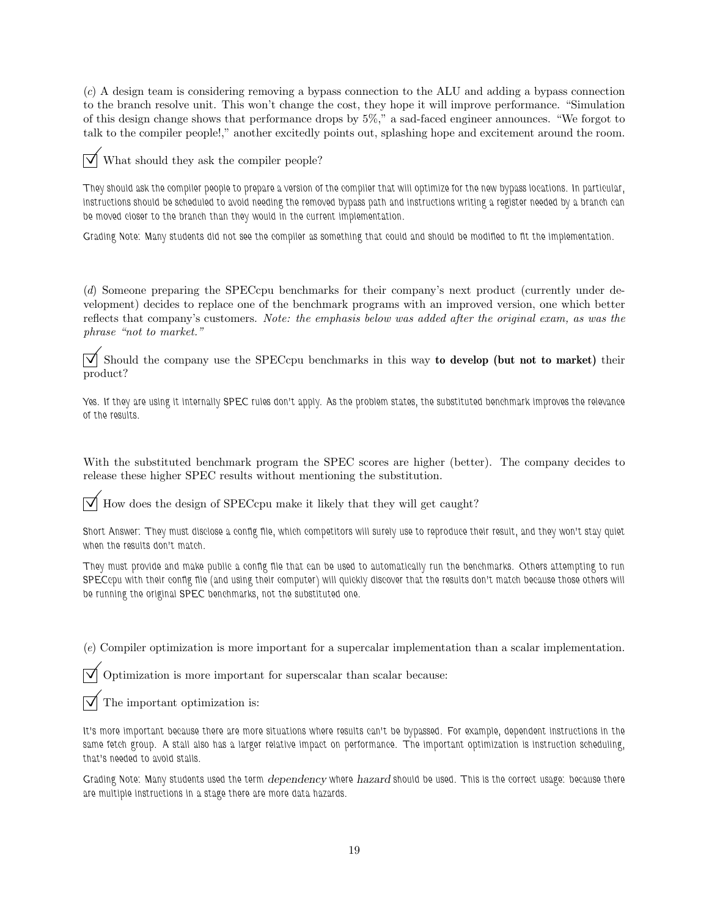(*c*) A design team is considering removing a bypass connection to the ALU and adding a bypass connection to the branch resolve unit. This won't change the cost, they hope it will improve performance. "Simulation of this design change shows that performance drops by 5%," a sad-faced engineer announces. "We forgot to talk to the compiler people!," another excitedly points out, splashing hope and excitement around the room.

☑ What should they ask the compiler people?

They should ask the compiler people to prepare a version of the compiler that will optimize for the new bypass locations. In particular, instructions should be scheduled to avoid needing the removed bypass path and instructions writing a register needed by a branch can be moved closer to the branch than they would in the current implementation.

Grading Note: Many students did not see the compiler as something that could and should be modified to fit the implementation.

(*d*) Someone preparing the SPECcpu benchmarks for their company's next product (currently under development) decides to replace one of the benchmark programs with an improved version, one which better reflects that company's customers. *Note: the emphasis below was added after the original exam, as was the phrase "not to market."*

☑ Should the company use the SPECcpu benchmarks in this way **to develop (but not to market)** their product?

Yes. If they are using it internally SPEC rules don't apply. As the problem states, the substituted benchmark improves the relevance of the results.

With the substituted benchmark program the SPEC scores are higher (better). The company decides to release these higher SPEC results without mentioning the substitution.

☑ How does the design of SPECcpu make it likely that they will get caught?

Short Answer: They must disclose a config file, which competitors will surely use to reproduce their result, and they won't stay quiet when the results don't match.

They must provide and make public a config file that can be used to automatically run the benchmarks. Others attempting to run SPECcpu with their config file (and using their computer) will quickly discover that the results don't match because those others will be running the original SPEC benchmarks, not the substituted one.

(*e*) Compiler optimization is more important for a supercalar implementation than a scalar implementation.

☑ Optimization is more important for superscalar than scalar because:

☑ The important optimization is:

It's more important because there are more situations where results can't be bypassed. For example, dependent instructions in the same fetch group. A stall also has a larger relative impact on performance. The important optimization is instruction scheduling, that's needed to avoid stalls.

Grading Note: Many students used the term *dependency* where *hazard* should be used. This is the correct usage: because there are multiple instructions in a stage there are more data hazards.